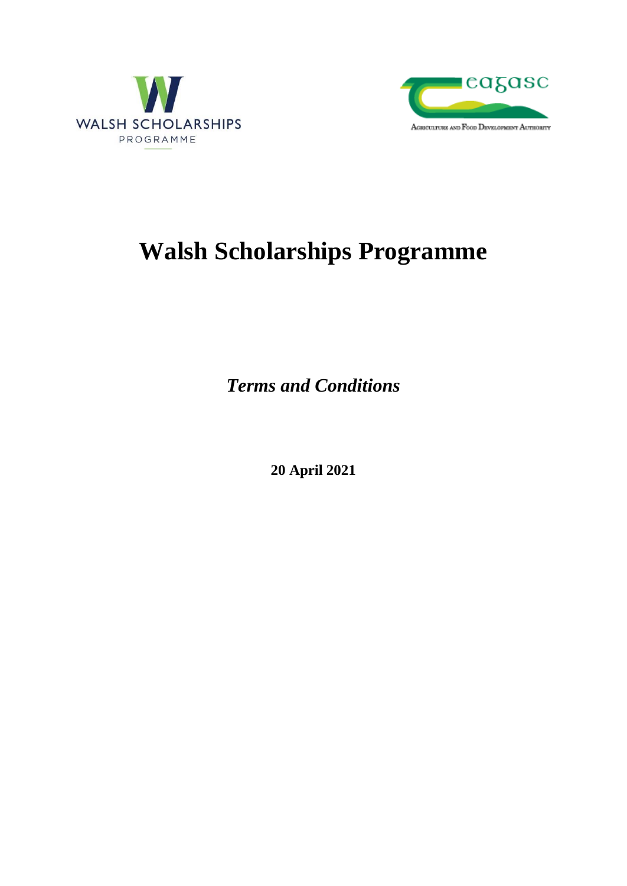WALSH SCHOLARSHIPS PROGRAMME

teagasc

Agriculture and Food Development Authority

# Walsh Scholarships Programme

***Terms and Conditions***

**20 April 2021**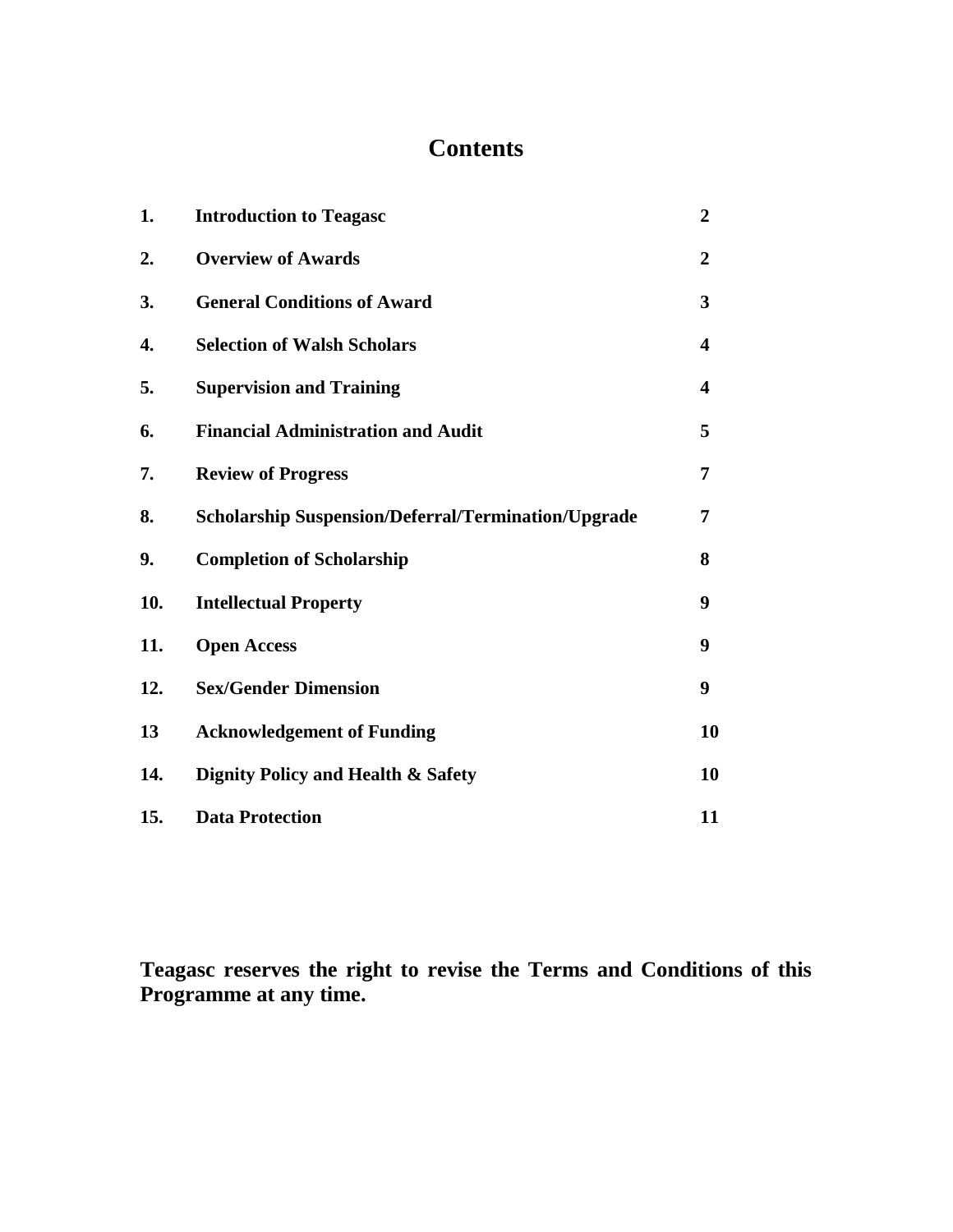# Contents

| | | |
|---|---|---|
| **1.** | **Introduction to Teagasc** | **2** |
| **2.** | **Overview of Awards** | **2** |
| **3.** | **General Conditions of Award** | **3** |
| **4.** | **Selection of Walsh Scholars** | **4** |
| **5.** | **Supervision and Training** | **4** |
| **6.** | **Financial Administration and Audit** | **5** |
| **7.** | **Review of Progress** | **7** |
| **8.** | **Scholarship Suspension/Deferral/Termination/Upgrade** | **7** |
| **9.** | **Completion of Scholarship** | **8** |
| **10.** | **Intellectual Property** | **9** |
| **11.** | **Open Access** | **9** |
| **12.** | **Sex/Gender Dimension** | **9** |
| **13** | **Acknowledgement of Funding** | **10** |
| **14.** | **Dignity Policy and Health & Safety** | **10** |
| **15.** | **Data Protection** | **11** |

**Teagasc reserves the right to revise the Terms and Conditions of this Programme at any time.**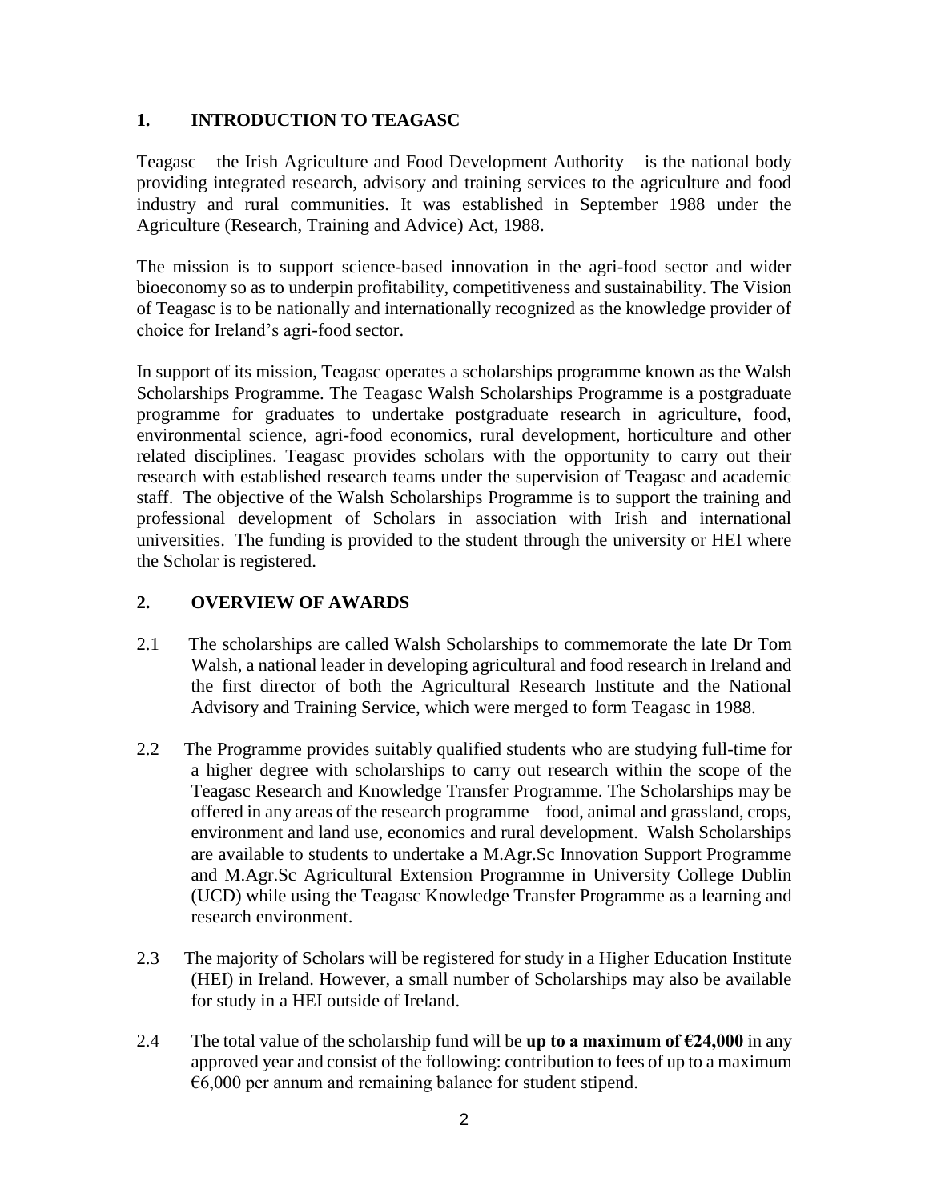## 1. INTRODUCTION TO TEAGASC

Teagasc – the Irish Agriculture and Food Development Authority – is the national body providing integrated research, advisory and training services to the agriculture and food industry and rural communities. It was established in September 1988 under the Agriculture (Research, Training and Advice) Act, 1988.

The mission is to support science-based innovation in the agri-food sector and wider bioeconomy so as to underpin profitability, competitiveness and sustainability. The Vision of Teagasc is to be nationally and internationally recognized as the knowledge provider of choice for Ireland's agri-food sector.

In support of its mission, Teagasc operates a scholarships programme known as the Walsh Scholarships Programme. The Teagasc Walsh Scholarships Programme is a postgraduate programme for graduates to undertake postgraduate research in agriculture, food, environmental science, agri-food economics, rural development, horticulture and other related disciplines. Teagasc provides scholars with the opportunity to carry out their research with established research teams under the supervision of Teagasc and academic staff. The objective of the Walsh Scholarships Programme is to support the training and professional development of Scholars in association with Irish and international universities. The funding is provided to the student through the university or HEI where the Scholar is registered.

## 2. OVERVIEW OF AWARDS

2.1 The scholarships are called Walsh Scholarships to commemorate the late Dr Tom Walsh, a national leader in developing agricultural and food research in Ireland and the first director of both the Agricultural Research Institute and the National Advisory and Training Service, which were merged to form Teagasc in 1988.

2.2 The Programme provides suitably qualified students who are studying full-time for a higher degree with scholarships to carry out research within the scope of the Teagasc Research and Knowledge Transfer Programme. The Scholarships may be offered in any areas of the research programme – food, animal and grassland, crops, environment and land use, economics and rural development. Walsh Scholarships are available to students to undertake a M.Agr.Sc Innovation Support Programme and M.Agr.Sc Agricultural Extension Programme in University College Dublin (UCD) while using the Teagasc Knowledge Transfer Programme as a learning and research environment.

2.3 The majority of Scholars will be registered for study in a Higher Education Institute (HEI) in Ireland. However, a small number of Scholarships may also be available for study in a HEI outside of Ireland.

2.4 The total value of the scholarship fund will be **up to a maximum of €24,000** in any approved year and consist of the following: contribution to fees of up to a maximum €6,000 per annum and remaining balance for student stipend.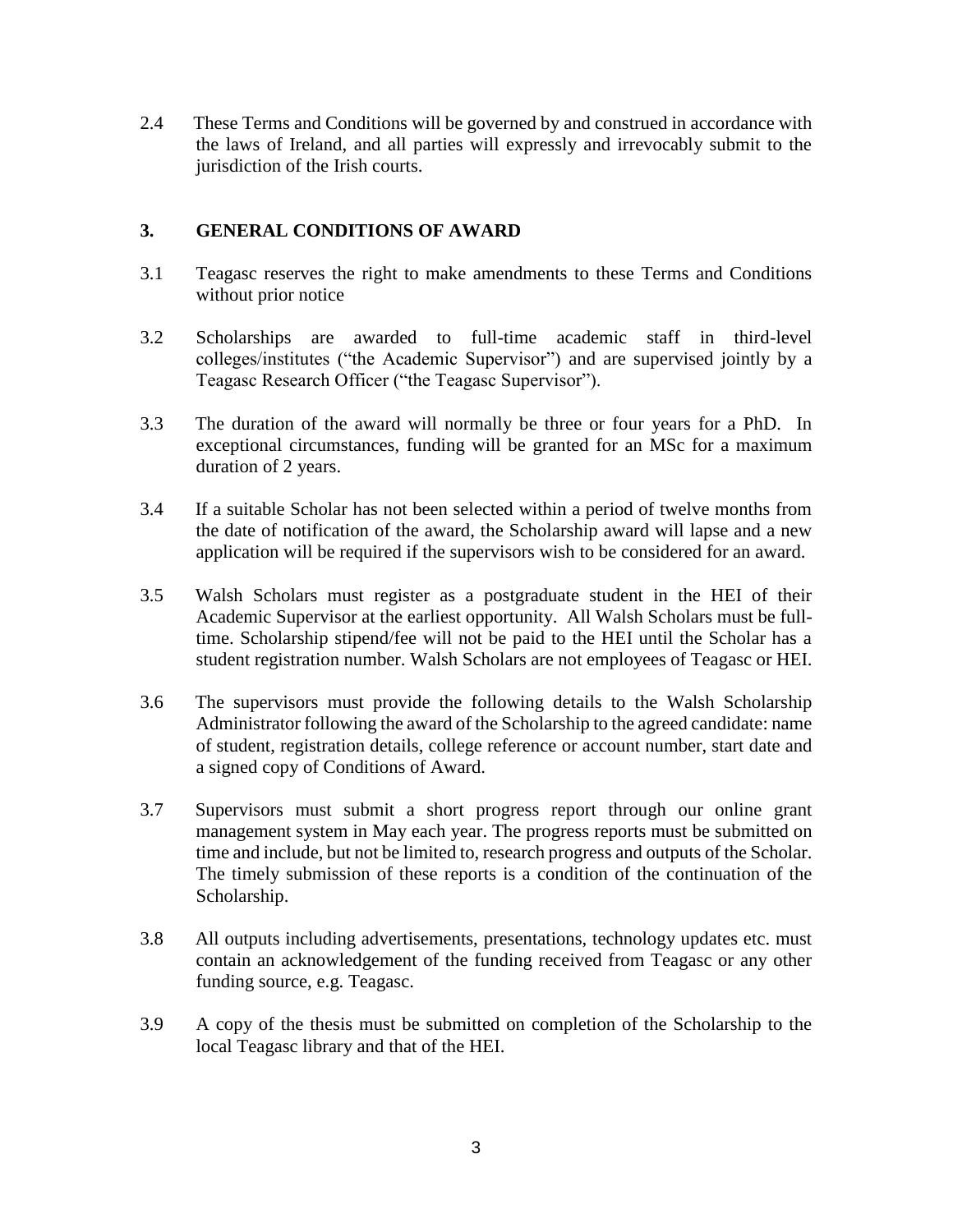2.4 These Terms and Conditions will be governed by and construed in accordance with the laws of Ireland, and all parties will expressly and irrevocably submit to the jurisdiction of the Irish courts.

## 3. GENERAL CONDITIONS OF AWARD

3.1 Teagasc reserves the right to make amendments to these Terms and Conditions without prior notice

3.2 Scholarships are awarded to full-time academic staff in third-level colleges/institutes ("the Academic Supervisor") and are supervised jointly by a Teagasc Research Officer ("the Teagasc Supervisor").

3.3 The duration of the award will normally be three or four years for a PhD. In exceptional circumstances, funding will be granted for an MSc for a maximum duration of 2 years.

3.4 If a suitable Scholar has not been selected within a period of twelve months from the date of notification of the award, the Scholarship award will lapse and a new application will be required if the supervisors wish to be considered for an award.

3.5 Walsh Scholars must register as a postgraduate student in the HEI of their Academic Supervisor at the earliest opportunity. All Walsh Scholars must be full-time. Scholarship stipend/fee will not be paid to the HEI until the Scholar has a student registration number. Walsh Scholars are not employees of Teagasc or HEI.

3.6 The supervisors must provide the following details to the Walsh Scholarship Administrator following the award of the Scholarship to the agreed candidate: name of student, registration details, college reference or account number, start date and a signed copy of Conditions of Award.

3.7 Supervisors must submit a short progress report through our online grant management system in May each year. The progress reports must be submitted on time and include, but not be limited to, research progress and outputs of the Scholar. The timely submission of these reports is a condition of the continuation of the Scholarship.

3.8 All outputs including advertisements, presentations, technology updates etc. must contain an acknowledgement of the funding received from Teagasc or any other funding source, e.g. Teagasc.

3.9 A copy of the thesis must be submitted on completion of the Scholarship to the local Teagasc library and that of the HEI.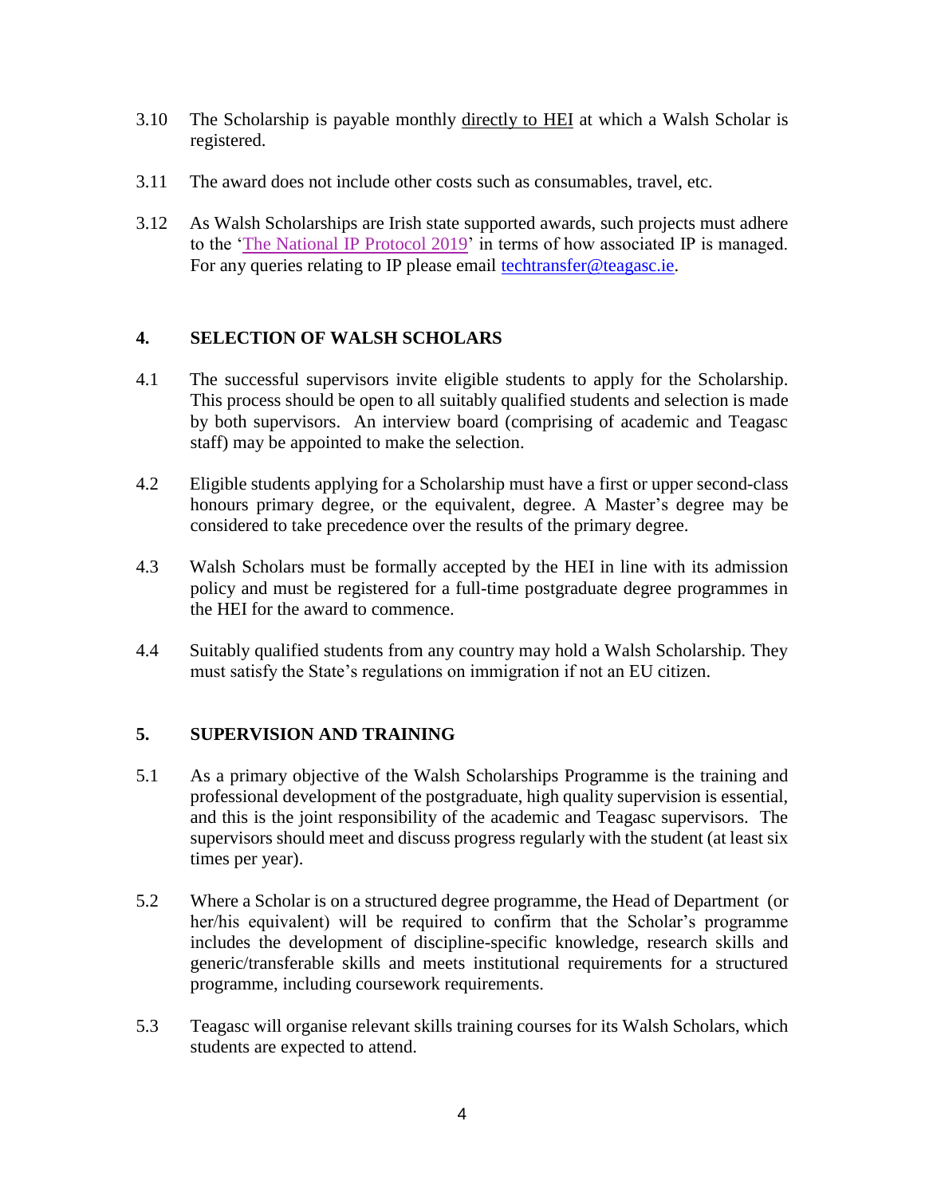3.10 The Scholarship is payable monthly directly to HEI at which a Walsh Scholar is registered.

3.11 The award does not include other costs such as consumables, travel, etc.

3.12 As Walsh Scholarships are Irish state supported awards, such projects must adhere to the '[The National IP Protocol 2019](#)' in terms of how associated IP is managed. For any queries relating to IP please email [techtransfer@teagasc.ie](mailto:techtransfer@teagasc.ie).

## 4. SELECTION OF WALSH SCHOLARS

4.1 The successful supervisors invite eligible students to apply for the Scholarship. This process should be open to all suitably qualified students and selection is made by both supervisors. An interview board (comprising of academic and Teagasc staff) may be appointed to make the selection.

4.2 Eligible students applying for a Scholarship must have a first or upper second-class honours primary degree, or the equivalent, degree. A Master's degree may be considered to take precedence over the results of the primary degree.

4.3 Walsh Scholars must be formally accepted by the HEI in line with its admission policy and must be registered for a full-time postgraduate degree programmes in the HEI for the award to commence.

4.4 Suitably qualified students from any country may hold a Walsh Scholarship. They must satisfy the State's regulations on immigration if not an EU citizen.

## 5. SUPERVISION AND TRAINING

5.1 As a primary objective of the Walsh Scholarships Programme is the training and professional development of the postgraduate, high quality supervision is essential, and this is the joint responsibility of the academic and Teagasc supervisors. The supervisors should meet and discuss progress regularly with the student (at least six times per year).

5.2 Where a Scholar is on a structured degree programme, the Head of Department (or her/his equivalent) will be required to confirm that the Scholar's programme includes the development of discipline-specific knowledge, research skills and generic/transferable skills and meets institutional requirements for a structured programme, including coursework requirements.

5.3 Teagasc will organise relevant skills training courses for its Walsh Scholars, which students are expected to attend.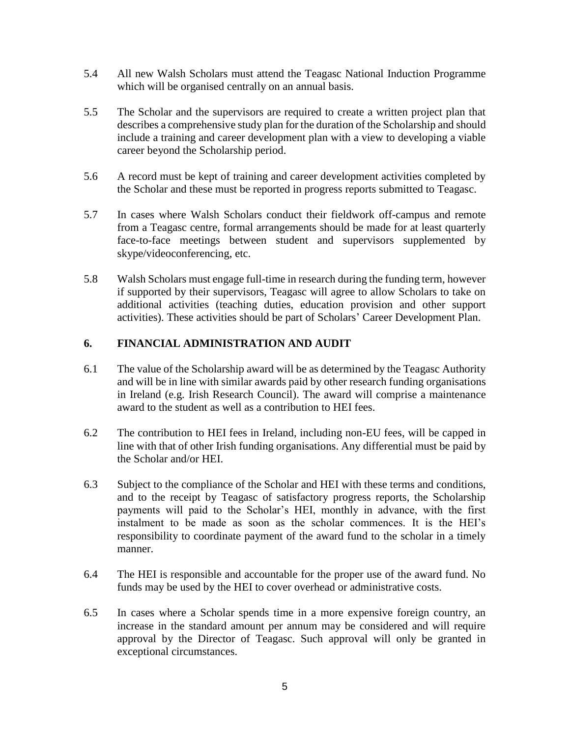5.4 All new Walsh Scholars must attend the Teagasc National Induction Programme which will be organised centrally on an annual basis.

5.5 The Scholar and the supervisors are required to create a written project plan that describes a comprehensive study plan for the duration of the Scholarship and should include a training and career development plan with a view to developing a viable career beyond the Scholarship period.

5.6 A record must be kept of training and career development activities completed by the Scholar and these must be reported in progress reports submitted to Teagasc.

5.7 In cases where Walsh Scholars conduct their fieldwork off-campus and remote from a Teagasc centre, formal arrangements should be made for at least quarterly face-to-face meetings between student and supervisors supplemented by skype/videoconferencing, etc.

5.8 Walsh Scholars must engage full-time in research during the funding term, however if supported by their supervisors, Teagasc will agree to allow Scholars to take on additional activities (teaching duties, education provision and other support activities). These activities should be part of Scholars' Career Development Plan.

## 6. FINANCIAL ADMINISTRATION AND AUDIT

6.1 The value of the Scholarship award will be as determined by the Teagasc Authority and will be in line with similar awards paid by other research funding organisations in Ireland (e.g. Irish Research Council). The award will comprise a maintenance award to the student as well as a contribution to HEI fees.

6.2 The contribution to HEI fees in Ireland, including non-EU fees, will be capped in line with that of other Irish funding organisations. Any differential must be paid by the Scholar and/or HEI.

6.3 Subject to the compliance of the Scholar and HEI with these terms and conditions, and to the receipt by Teagasc of satisfactory progress reports, the Scholarship payments will paid to the Scholar's HEI, monthly in advance, with the first instalment to be made as soon as the scholar commences. It is the HEI's responsibility to coordinate payment of the award fund to the scholar in a timely manner.

6.4 The HEI is responsible and accountable for the proper use of the award fund. No funds may be used by the HEI to cover overhead or administrative costs.

6.5 In cases where a Scholar spends time in a more expensive foreign country, an increase in the standard amount per annum may be considered and will require approval by the Director of Teagasc. Such approval will only be granted in exceptional circumstances.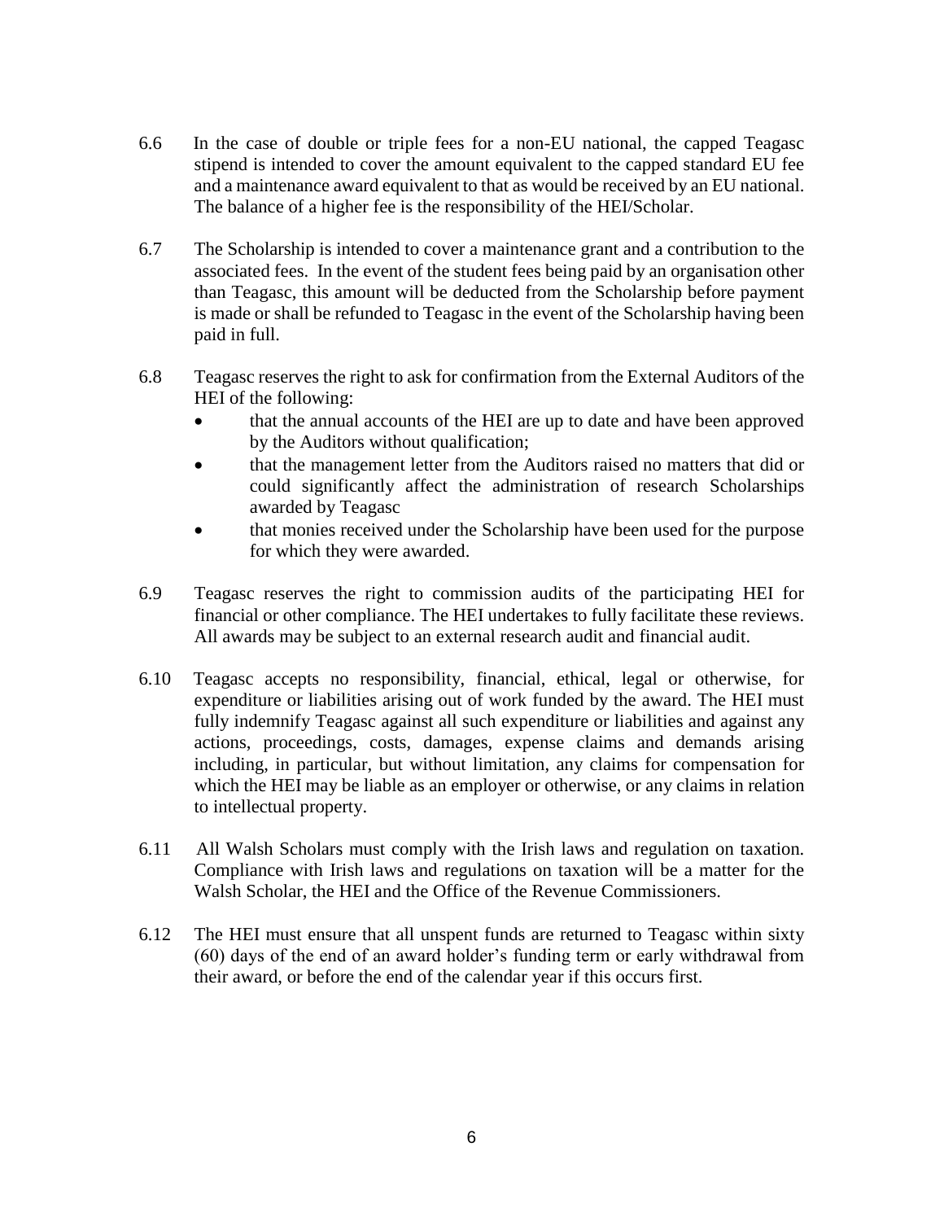6.6 In the case of double or triple fees for a non-EU national, the capped Teagasc stipend is intended to cover the amount equivalent to the capped standard EU fee and a maintenance award equivalent to that as would be received by an EU national. The balance of a higher fee is the responsibility of the HEI/Scholar.

6.7 The Scholarship is intended to cover a maintenance grant and a contribution to the associated fees. In the event of the student fees being paid by an organisation other than Teagasc, this amount will be deducted from the Scholarship before payment is made or shall be refunded to Teagasc in the event of the Scholarship having been paid in full.

6.8 Teagasc reserves the right to ask for confirmation from the External Auditors of the HEI of the following:

- that the annual accounts of the HEI are up to date and have been approved by the Auditors without qualification;
- that the management letter from the Auditors raised no matters that did or could significantly affect the administration of research Scholarships awarded by Teagasc
- that monies received under the Scholarship have been used for the purpose for which they were awarded.

6.9 Teagasc reserves the right to commission audits of the participating HEI for financial or other compliance. The HEI undertakes to fully facilitate these reviews. All awards may be subject to an external research audit and financial audit.

6.10 Teagasc accepts no responsibility, financial, ethical, legal or otherwise, for expenditure or liabilities arising out of work funded by the award. The HEI must fully indemnify Teagasc against all such expenditure or liabilities and against any actions, proceedings, costs, damages, expense claims and demands arising including, in particular, but without limitation, any claims for compensation for which the HEI may be liable as an employer or otherwise, or any claims in relation to intellectual property.

6.11 All Walsh Scholars must comply with the Irish laws and regulation on taxation. Compliance with Irish laws and regulations on taxation will be a matter for the Walsh Scholar, the HEI and the Office of the Revenue Commissioners.

6.12 The HEI must ensure that all unspent funds are returned to Teagasc within sixty (60) days of the end of an award holder's funding term or early withdrawal from their award, or before the end of the calendar year if this occurs first.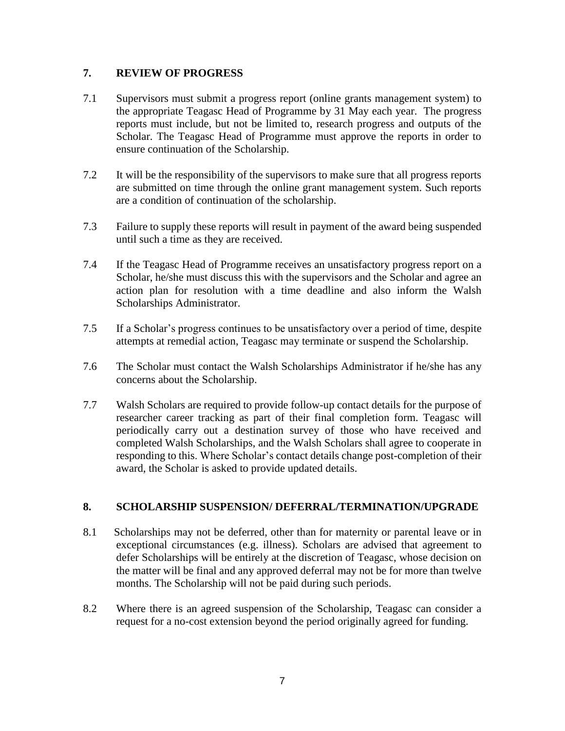## 7. REVIEW OF PROGRESS

7.1 Supervisors must submit a progress report (online grants management system) to the appropriate Teagasc Head of Programme by 31 May each year. The progress reports must include, but not be limited to, research progress and outputs of the Scholar. The Teagasc Head of Programme must approve the reports in order to ensure continuation of the Scholarship.

7.2 It will be the responsibility of the supervisors to make sure that all progress reports are submitted on time through the online grant management system. Such reports are a condition of continuation of the scholarship.

7.3 Failure to supply these reports will result in payment of the award being suspended until such a time as they are received.

7.4 If the Teagasc Head of Programme receives an unsatisfactory progress report on a Scholar, he/she must discuss this with the supervisors and the Scholar and agree an action plan for resolution with a time deadline and also inform the Walsh Scholarships Administrator.

7.5 If a Scholar's progress continues to be unsatisfactory over a period of time, despite attempts at remedial action, Teagasc may terminate or suspend the Scholarship.

7.6 The Scholar must contact the Walsh Scholarships Administrator if he/she has any concerns about the Scholarship.

7.7 Walsh Scholars are required to provide follow-up contact details for the purpose of researcher career tracking as part of their final completion form. Teagasc will periodically carry out a destination survey of those who have received and completed Walsh Scholarships, and the Walsh Scholars shall agree to cooperate in responding to this. Where Scholar's contact details change post-completion of their award, the Scholar is asked to provide updated details.

## 8. SCHOLARSHIP SUSPENSION/ DEFERRAL/TERMINATION/UPGRADE

8.1 Scholarships may not be deferred, other than for maternity or parental leave or in exceptional circumstances (e.g. illness). Scholars are advised that agreement to defer Scholarships will be entirely at the discretion of Teagasc, whose decision on the matter will be final and any approved deferral may not be for more than twelve months. The Scholarship will not be paid during such periods.

8.2 Where there is an agreed suspension of the Scholarship, Teagasc can consider a request for a no-cost extension beyond the period originally agreed for funding.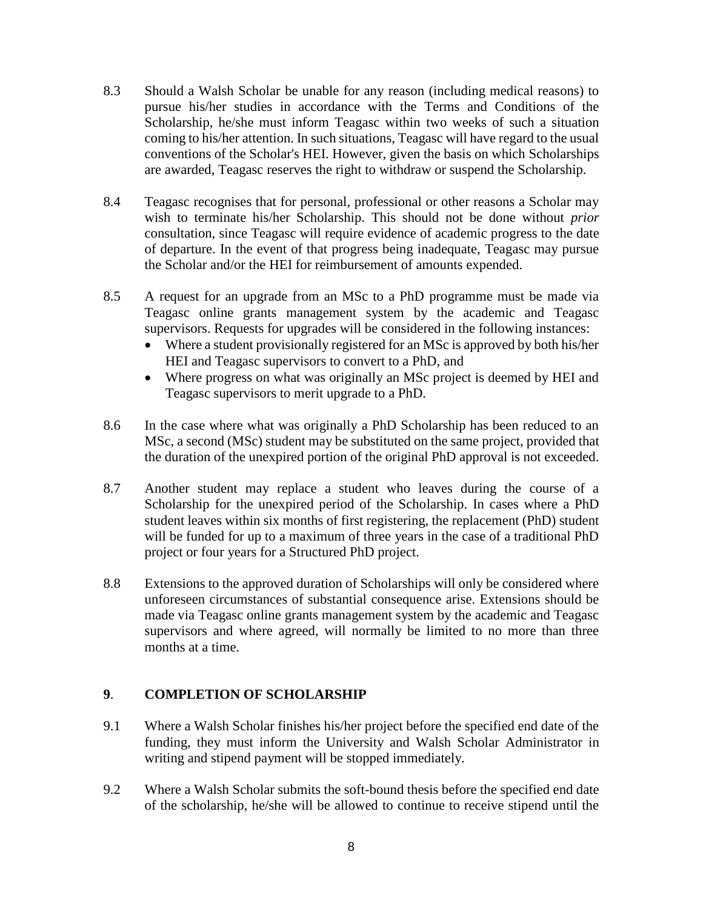8.3 Should a Walsh Scholar be unable for any reason (including medical reasons) to pursue his/her studies in accordance with the Terms and Conditions of the Scholarship, he/she must inform Teagasc within two weeks of such a situation coming to his/her attention. In such situations, Teagasc will have regard to the usual conventions of the Scholar's HEI. However, given the basis on which Scholarships are awarded, Teagasc reserves the right to withdraw or suspend the Scholarship.

8.4 Teagasc recognises that for personal, professional or other reasons a Scholar may wish to terminate his/her Scholarship. This should not be done without *prior* consultation, since Teagasc will require evidence of academic progress to the date of departure. In the event of that progress being inadequate, Teagasc may pursue the Scholar and/or the HEI for reimbursement of amounts expended.

8.5 A request for an upgrade from an MSc to a PhD programme must be made via Teagasc online grants management system by the academic and Teagasc supervisors. Requests for upgrades will be considered in the following instances:

- Where a student provisionally registered for an MSc is approved by both his/her HEI and Teagasc supervisors to convert to a PhD, and
- Where progress on what was originally an MSc project is deemed by HEI and Teagasc supervisors to merit upgrade to a PhD.

8.6 In the case where what was originally a PhD Scholarship has been reduced to an MSc, a second (MSc) student may be substituted on the same project, provided that the duration of the unexpired portion of the original PhD approval is not exceeded.

8.7 Another student may replace a student who leaves during the course of a Scholarship for the unexpired period of the Scholarship. In cases where a PhD student leaves within six months of first registering, the replacement (PhD) student will be funded for up to a maximum of three years in the case of a traditional PhD project or four years for a Structured PhD project.

8.8 Extensions to the approved duration of Scholarships will only be considered where unforeseen circumstances of substantial consequence arise. Extensions should be made via Teagasc online grants management system by the academic and Teagasc supervisors and where agreed, will normally be limited to no more than three months at a time.

## 9. COMPLETION OF SCHOLARSHIP

9.1 Where a Walsh Scholar finishes his/her project before the specified end date of the funding, they must inform the University and Walsh Scholar Administrator in writing and stipend payment will be stopped immediately.

9.2 Where a Walsh Scholar submits the soft-bound thesis before the specified end date of the scholarship, he/she will be allowed to continue to receive stipend until the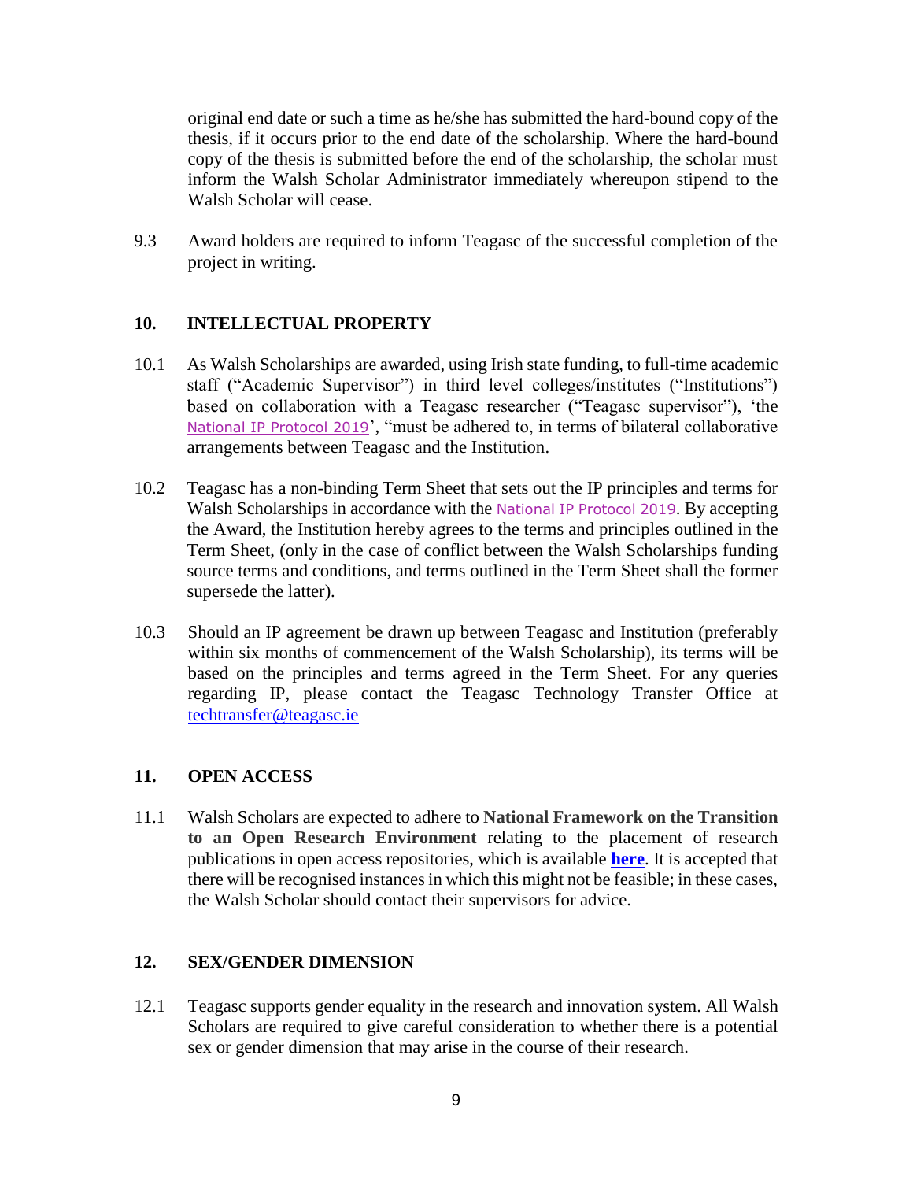original end date or such a time as he/she has submitted the hard-bound copy of the thesis, if it occurs prior to the end date of the scholarship. Where the hard-bound copy of the thesis is submitted before the end of the scholarship, the scholar must inform the Walsh Scholar Administrator immediately whereupon stipend to the Walsh Scholar will cease.

9.3 Award holders are required to inform Teagasc of the successful completion of the project in writing.

## 10. INTELLECTUAL PROPERTY

10.1 As Walsh Scholarships are awarded, using Irish state funding, to full-time academic staff ("Academic Supervisor") in third level colleges/institutes ("Institutions") based on collaboration with a Teagasc researcher ("Teagasc supervisor"), 'the National IP Protocol 2019', "must be adhered to, in terms of bilateral collaborative arrangements between Teagasc and the Institution.

10.2 Teagasc has a non-binding Term Sheet that sets out the IP principles and terms for Walsh Scholarships in accordance with the National IP Protocol 2019. By accepting the Award, the Institution hereby agrees to the terms and principles outlined in the Term Sheet, (only in the case of conflict between the Walsh Scholarships funding source terms and conditions, and terms outlined in the Term Sheet shall the former supersede the latter).

10.3 Should an IP agreement be drawn up between Teagasc and Institution (preferably within six months of commencement of the Walsh Scholarship), its terms will be based on the principles and terms agreed in the Term Sheet. For any queries regarding IP, please contact the Teagasc Technology Transfer Office at techtransfer@teagasc.ie

## 11. OPEN ACCESS

11.1 Walsh Scholars are expected to adhere to **National Framework on the Transition to an Open Research Environment** relating to the placement of research publications in open access repositories, which is available **here**. It is accepted that there will be recognised instances in which this might not be feasible; in these cases, the Walsh Scholar should contact their supervisors for advice.

## 12. SEX/GENDER DIMENSION

12.1 Teagasc supports gender equality in the research and innovation system. All Walsh Scholars are required to give careful consideration to whether there is a potential sex or gender dimension that may arise in the course of their research.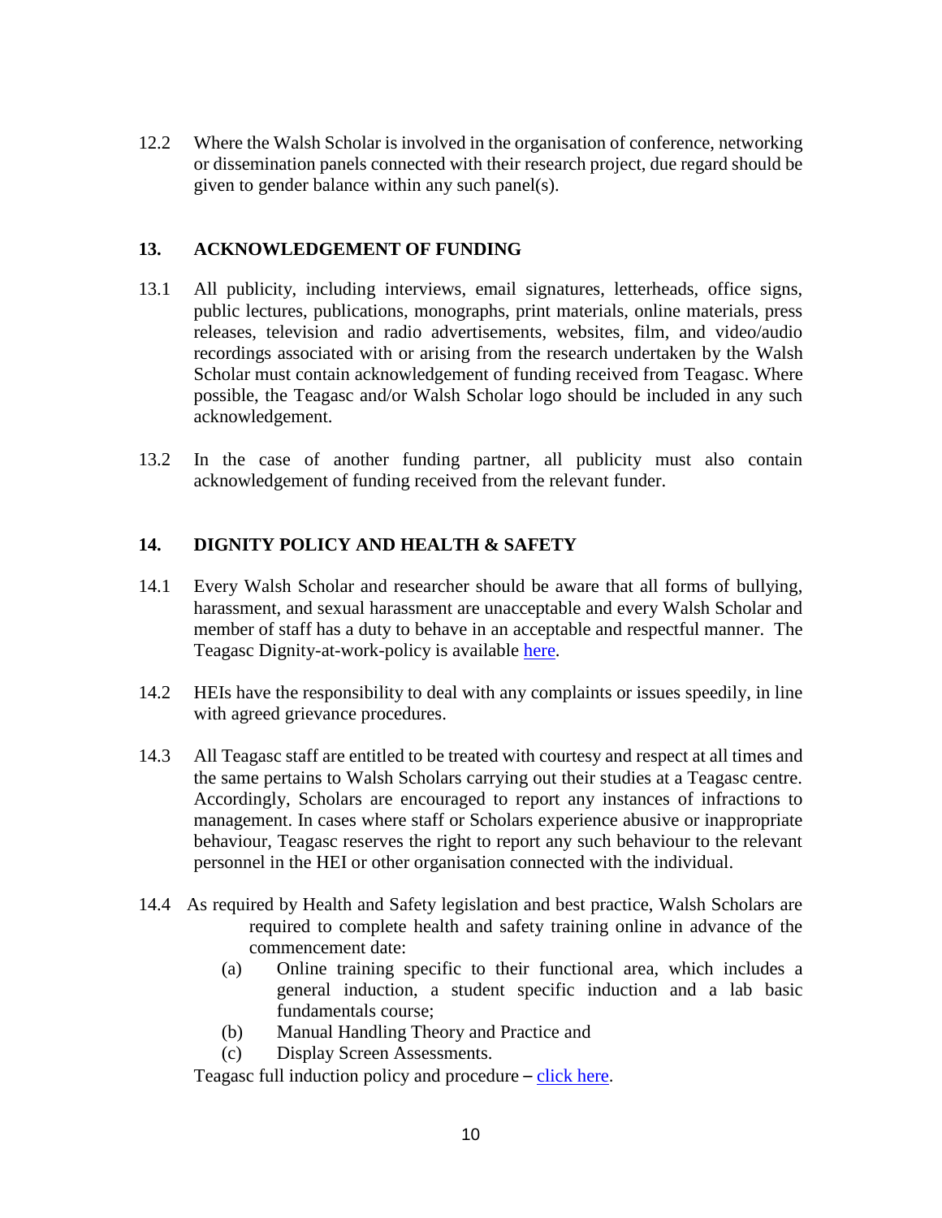12.2 Where the Walsh Scholar is involved in the organisation of conference, networking or dissemination panels connected with their research project, due regard should be given to gender balance within any such panel(s).

## 13. ACKNOWLEDGEMENT OF FUNDING

13.1 All publicity, including interviews, email signatures, letterheads, office signs, public lectures, publications, monographs, print materials, online materials, press releases, television and radio advertisements, websites, film, and video/audio recordings associated with or arising from the research undertaken by the Walsh Scholar must contain acknowledgement of funding received from Teagasc. Where possible, the Teagasc and/or Walsh Scholar logo should be included in any such acknowledgement.

13.2 In the case of another funding partner, all publicity must also contain acknowledgement of funding received from the relevant funder.

## 14. DIGNITY POLICY AND HEALTH & SAFETY

14.1 Every Walsh Scholar and researcher should be aware that all forms of bullying, harassment, and sexual harassment are unacceptable and every Walsh Scholar and member of staff has a duty to behave in an acceptable and respectful manner. The Teagasc Dignity-at-work-policy is available here.

14.2 HEIs have the responsibility to deal with any complaints or issues speedily, in line with agreed grievance procedures.

14.3 All Teagasc staff are entitled to be treated with courtesy and respect at all times and the same pertains to Walsh Scholars carrying out their studies at a Teagasc centre. Accordingly, Scholars are encouraged to report any instances of infractions to management. In cases where staff or Scholars experience abusive or inappropriate behaviour, Teagasc reserves the right to report any such behaviour to the relevant personnel in the HEI or other organisation connected with the individual.

14.4 As required by Health and Safety legislation and best practice, Walsh Scholars are required to complete health and safety training online in advance of the commencement date:

(a) Online training specific to their functional area, which includes a general induction, a student specific induction and a lab basic fundamentals course;

(b) Manual Handling Theory and Practice and

(c) Display Screen Assessments.

Teagasc full induction policy and procedure – click here.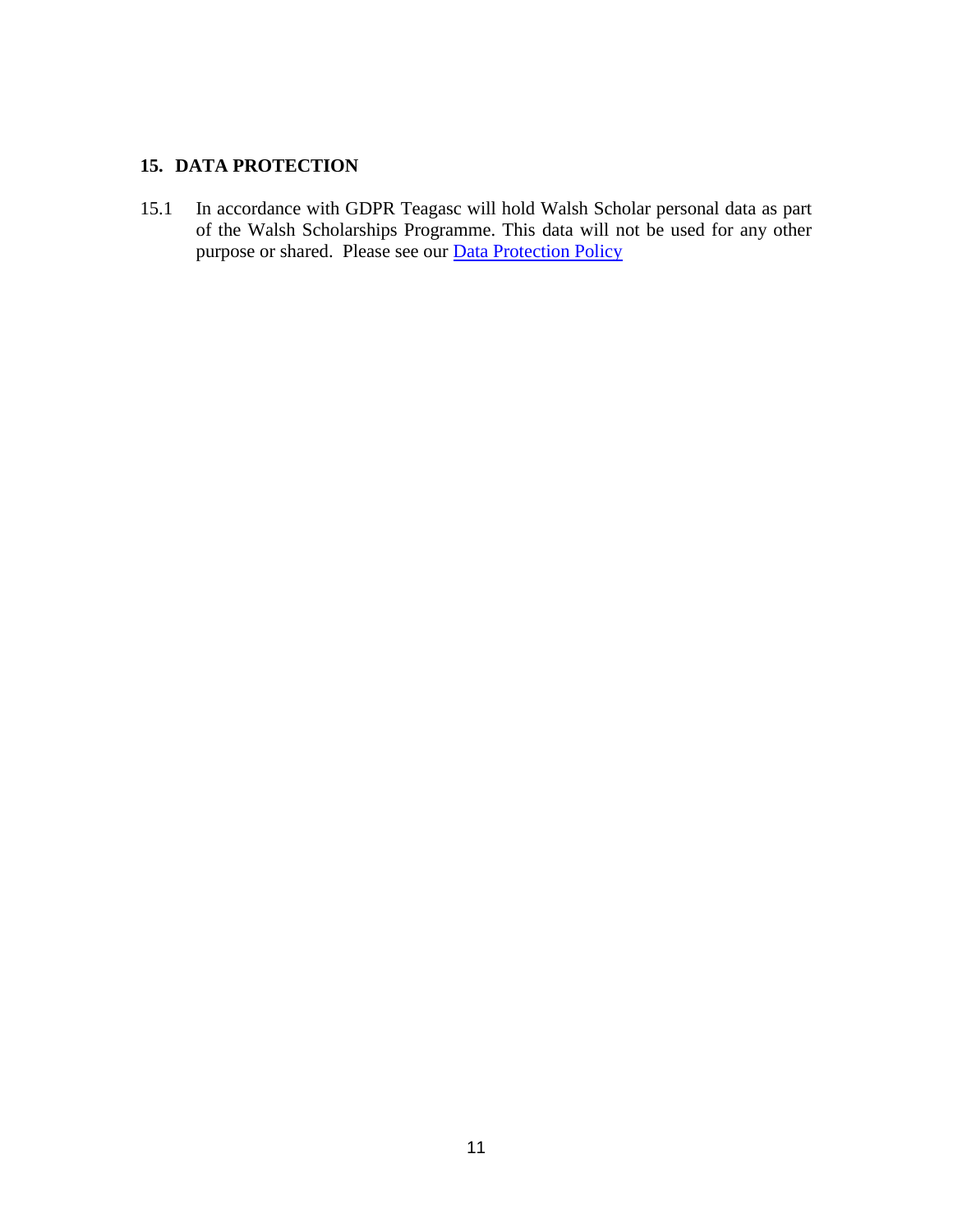## 15. DATA PROTECTION

15.1 In accordance with GDPR Teagasc will hold Walsh Scholar personal data as part of the Walsh Scholarships Programme. This data will not be used for any other purpose or shared. Please see our Data Protection Policy